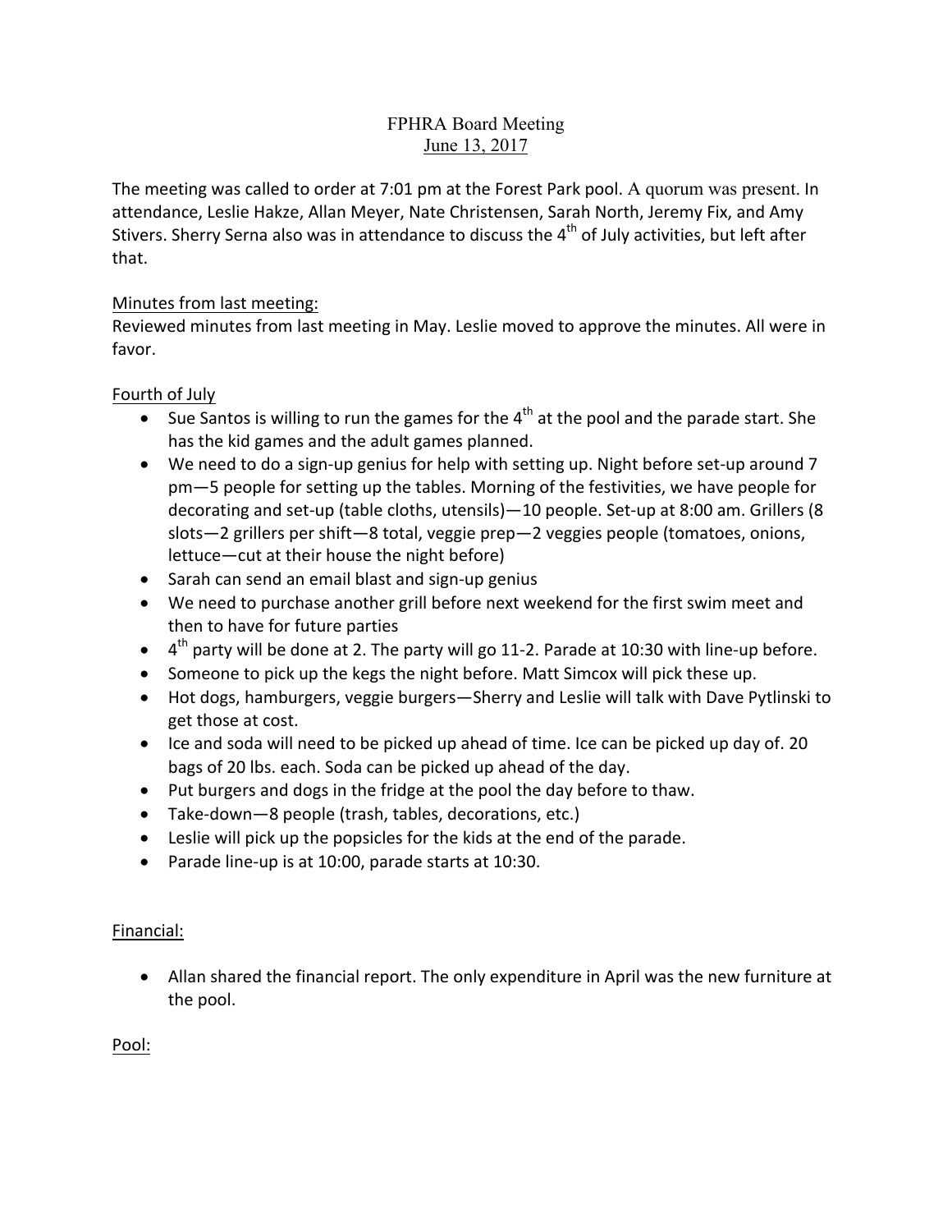# FPHRA Board Meeting

## June 13, 2017

The meeting was called to order at 7:01 pm at the Forest Park pool. A quorum was present. In attendance, Leslie Hakze, Allan Meyer, Nate Christensen, Sarah North, Jeremy Fix, and Amy Stivers. Sherry Serna also was in attendance to discuss the 4th of July activities, but left after that.

### Minutes from last meeting:

Reviewed minutes from last meeting in May. Leslie moved to approve the minutes. All were in favor.

### Fourth of July

- Sue Santos is willing to run the games for the 4th at the pool and the parade start. She has the kid games and the adult games planned.
- We need to do a sign-up genius for help with setting up. Night before set-up around 7 pm—5 people for setting up the tables. Morning of the festivities, we have people for decorating and set-up (table cloths, utensils)—10 people. Set-up at 8:00 am. Grillers (8 slots—2 grillers per shift—8 total, veggie prep—2 veggies people (tomatoes, onions, lettuce—cut at their house the night before)
- Sarah can send an email blast and sign-up genius
- We need to purchase another grill before next weekend for the first swim meet and then to have for future parties
- 4th party will be done at 2. The party will go 11-2. Parade at 10:30 with line-up before.
- Someone to pick up the kegs the night before. Matt Simcox will pick these up.
- Hot dogs, hamburgers, veggie burgers—Sherry and Leslie will talk with Dave Pytlinski to get those at cost.
- Ice and soda will need to be picked up ahead of time. Ice can be picked up day of. 20 bags of 20 lbs. each. Soda can be picked up ahead of the day.
- Put burgers and dogs in the fridge at the pool the day before to thaw.
- Take-down—8 people (trash, tables, decorations, etc.)
- Leslie will pick up the popsicles for the kids at the end of the parade.
- Parade line-up is at 10:00, parade starts at 10:30.

### Financial:

- Allan shared the financial report. The only expenditure in April was the new furniture at the pool.

### Pool: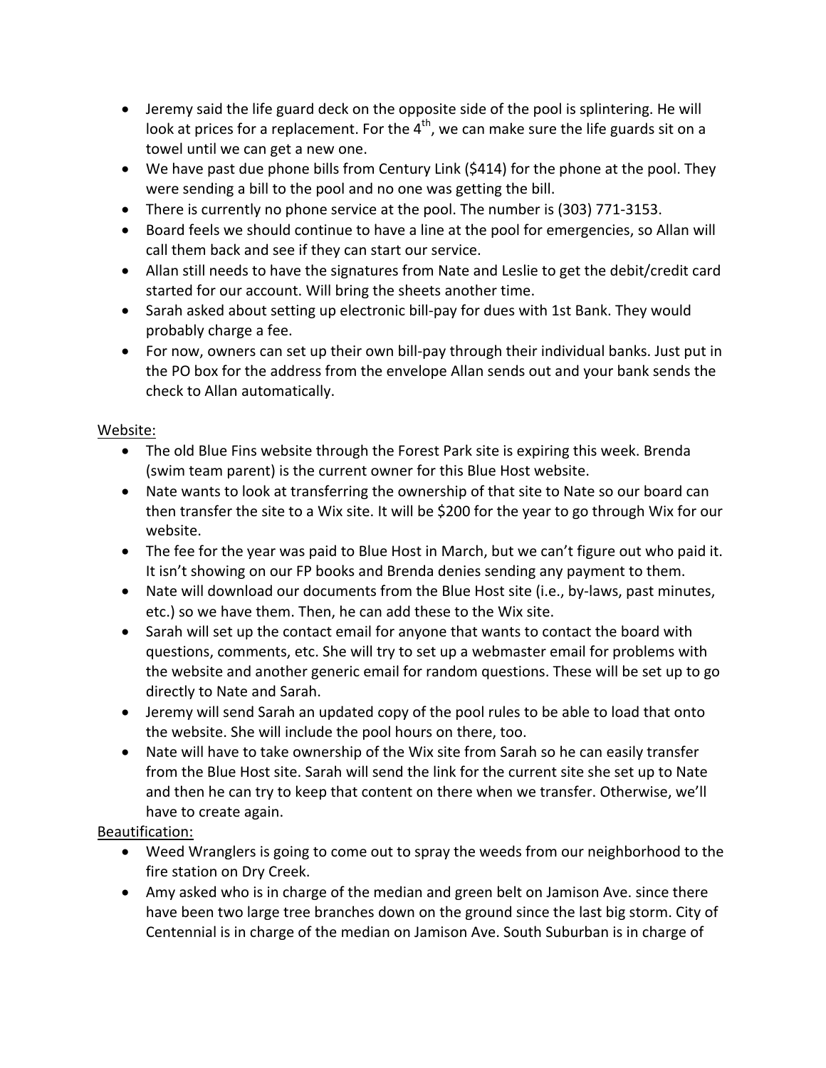- Jeremy said the life guard deck on the opposite side of the pool is splintering. He will look at prices for a replacement. For the 4th, we can make sure the life guards sit on a towel until we can get a new one.
- We have past due phone bills from Century Link ($414) for the phone at the pool. They were sending a bill to the pool and no one was getting the bill.
- There is currently no phone service at the pool. The number is (303) 771-3153.
- Board feels we should continue to have a line at the pool for emergencies, so Allan will call them back and see if they can start our service.
- Allan still needs to have the signatures from Nate and Leslie to get the debit/credit card started for our account. Will bring the sheets another time.
- Sarah asked about setting up electronic bill-pay for dues with 1st Bank. They would probably charge a fee.
- For now, owners can set up their own bill-pay through their individual banks. Just put in the PO box for the address from the envelope Allan sends out and your bank sends the check to Allan automatically.

<u>Website:</u>

- The old Blue Fins website through the Forest Park site is expiring this week. Brenda (swim team parent) is the current owner for this Blue Host website.
- Nate wants to look at transferring the ownership of that site to Nate so our board can then transfer the site to a Wix site. It will be $200 for the year to go through Wix for our website.
- The fee for the year was paid to Blue Host in March, but we can't figure out who paid it. It isn't showing on our FP books and Brenda denies sending any payment to them.
- Nate will download our documents from the Blue Host site (i.e., by-laws, past minutes, etc.) so we have them. Then, he can add these to the Wix site.
- Sarah will set up the contact email for anyone that wants to contact the board with questions, comments, etc. She will try to set up a webmaster email for problems with the website and another generic email for random questions. These will be set up to go directly to Nate and Sarah.
- Jeremy will send Sarah an updated copy of the pool rules to be able to load that onto the website. She will include the pool hours on there, too.
- Nate will have to take ownership of the Wix site from Sarah so he can easily transfer from the Blue Host site. Sarah will send the link for the current site she set up to Nate and then he can try to keep that content on there when we transfer. Otherwise, we'll have to create again.

<u>Beautification:</u>

- Weed Wranglers is going to come out to spray the weeds from our neighborhood to the fire station on Dry Creek.
- Amy asked who is in charge of the median and green belt on Jamison Ave. since there have been two large tree branches down on the ground since the last big storm. City of Centennial is in charge of the median on Jamison Ave. South Suburban is in charge of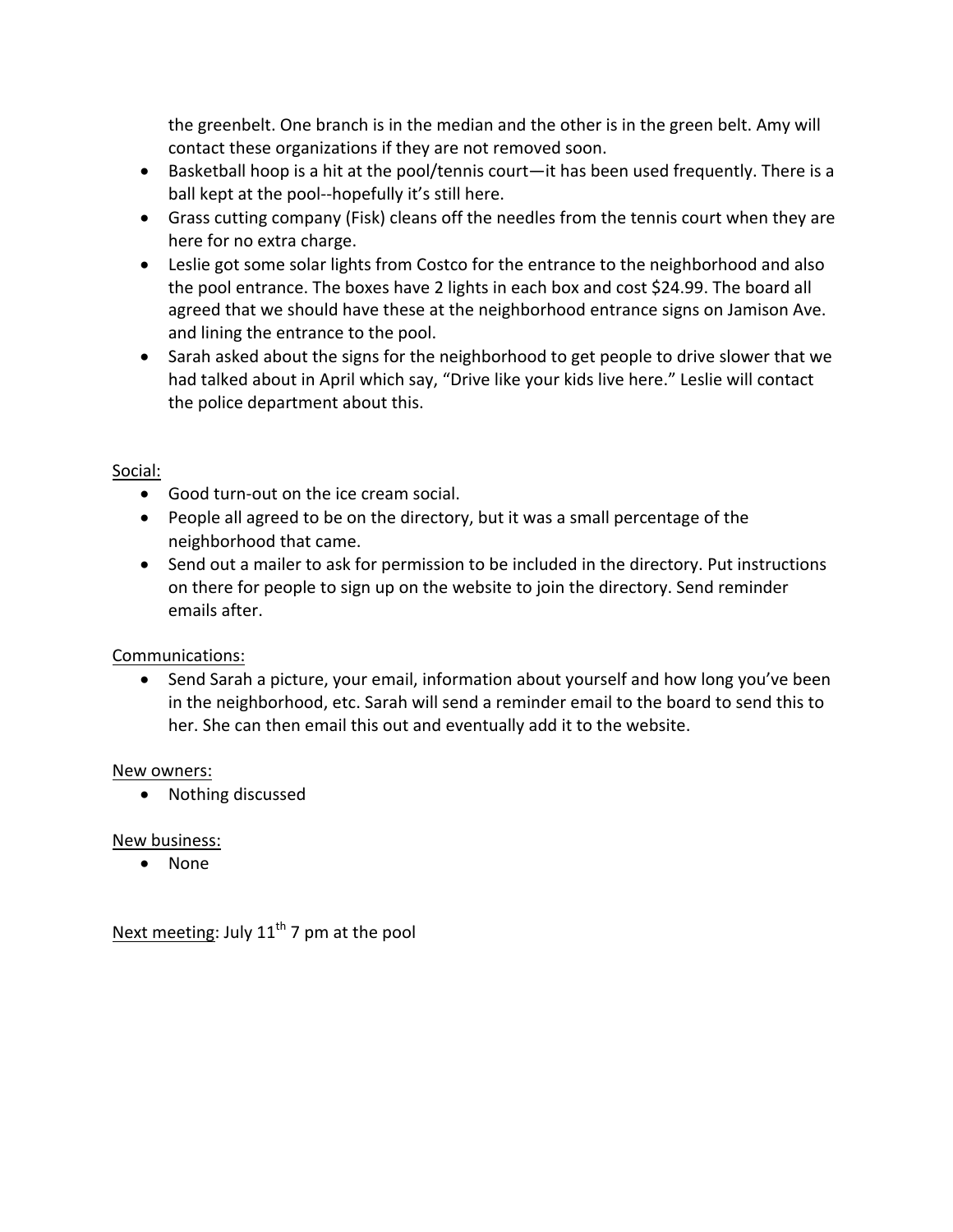the greenbelt. One branch is in the median and the other is in the green belt. Amy will contact these organizations if they are not removed soon.

- Basketball hoop is a hit at the pool/tennis court—it has been used frequently. There is a ball kept at the pool--hopefully it's still here.
- Grass cutting company (Fisk) cleans off the needles from the tennis court when they are here for no extra charge.
- Leslie got some solar lights from Costco for the entrance to the neighborhood and also the pool entrance. The boxes have 2 lights in each box and cost $24.99. The board all agreed that we should have these at the neighborhood entrance signs on Jamison Ave. and lining the entrance to the pool.
- Sarah asked about the signs for the neighborhood to get people to drive slower that we had talked about in April which say, "Drive like your kids live here." Leslie will contact the police department about this.

<u>Social:</u>

- Good turn-out on the ice cream social.
- People all agreed to be on the directory, but it was a small percentage of the neighborhood that came.
- Send out a mailer to ask for permission to be included in the directory. Put instructions on there for people to sign up on the website to join the directory. Send reminder emails after.

<u>Communications:</u>

- Send Sarah a picture, your email, information about yourself and how long you've been in the neighborhood, etc. Sarah will send a reminder email to the board to send this to her. She can then email this out and eventually add it to the website.

<u>New owners:</u>

- Nothing discussed

<u>New business:</u>

- None

<u>Next meeting</u>: July 11th 7 pm at the pool